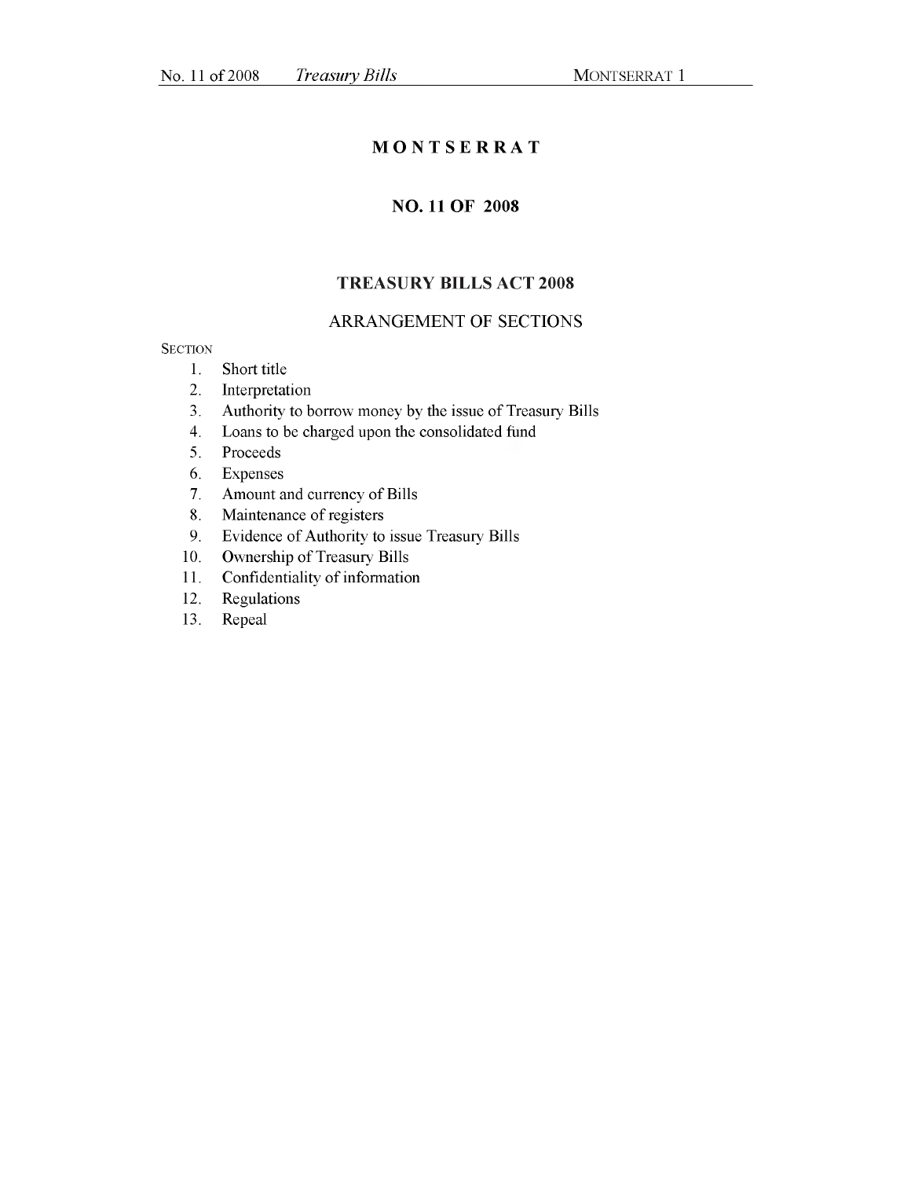# MONTSERRAT

## NO. 11 OF 2008

## TREASURY BILLS ACT 2008

### ARRANGEMENT OF SECTIONS

SECTION

1. Short title
2. Interpretation
3. Authority to borrow money by the issue of Treasury Bills
4. Loans to be charged upon the consolidated fund
5. Proceeds
6. Expenses
7. Amount and currency of Bills
8. Maintenance of registers
9. Evidence of Authority to issue Treasury Bills
10. Ownership of Treasury Bills
11. Confidentiality of information
12. Regulations
13. Repeal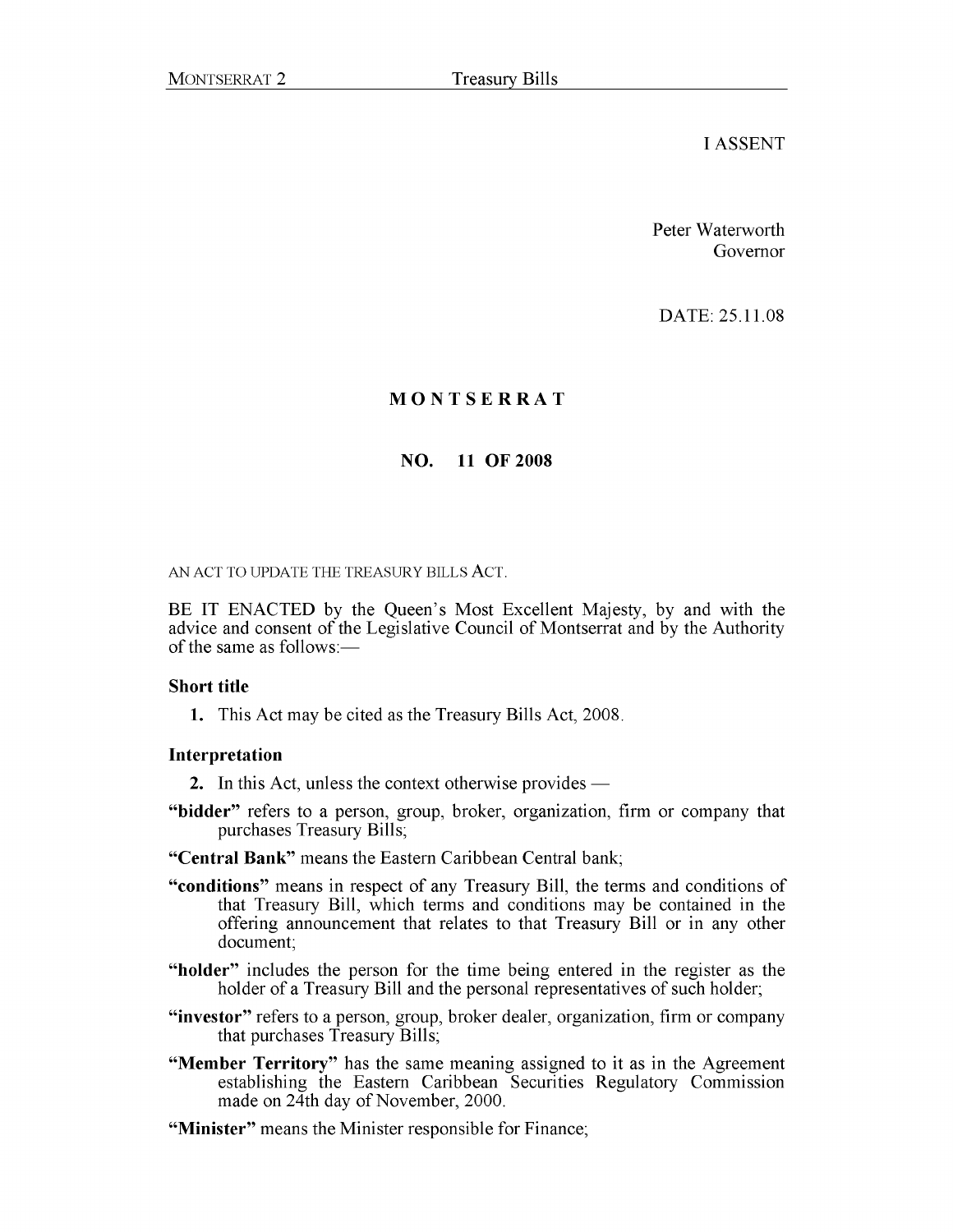I ASSENT

Peter Waterworth
Governor

DATE: 25.11.08

# MONTSERRAT

## NO. 11 OF 2008

AN ACT TO UPDATE THE TREASURY BILLS ACT.

BE IT ENACTED by the Queen's Most Excellent Majesty, by and with the advice and consent of the Legislative Council of Montserrat and by the Authority of the same as follows:—

### Short title

**1.** This Act may be cited as the Treasury Bills Act, 2008.

### Interpretation

**2.** In this Act, unless the context otherwise provides —

**"bidder"** refers to a person, group, broker, organization, firm or company that purchases Treasury Bills;

**"Central Bank"** means the Eastern Caribbean Central bank;

**"conditions"** means in respect of any Treasury Bill, the terms and conditions of that Treasury Bill, which terms and conditions may be contained in the offering announcement that relates to that Treasury Bill or in any other document;

**"holder"** includes the person for the time being entered in the register as the holder of a Treasury Bill and the personal representatives of such holder;

**"investor"** refers to a person, group, broker dealer, organization, firm or company that purchases Treasury Bills;

**"Member Territory"** has the same meaning assigned to it as in the Agreement establishing the Eastern Caribbean Securities Regulatory Commission made on 24th day of November, 2000.

**"Minister"** means the Minister responsible for Finance;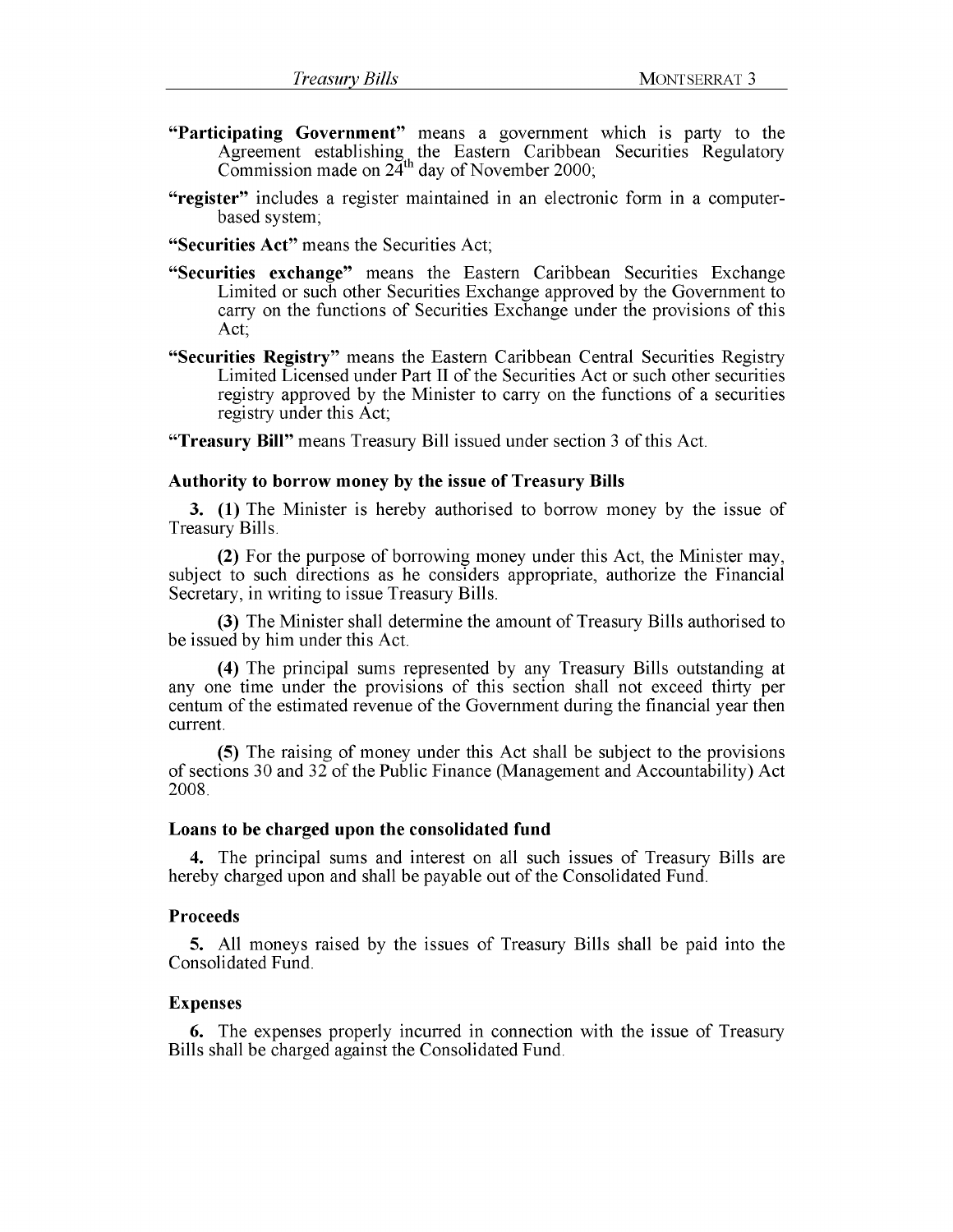**"Participating Government"** means a government which is party to the Agreement establishing the Eastern Caribbean Securities Regulatory Commission made on 24th day of November 2000;

**"register"** includes a register maintained in an electronic form in a computer-based system;

**"Securities Act"** means the Securities Act;

**"Securities exchange"** means the Eastern Caribbean Securities Exchange Limited or such other Securities Exchange approved by the Government to carry on the functions of Securities Exchange under the provisions of this Act;

**"Securities Registry"** means the Eastern Caribbean Central Securities Registry Limited Licensed under Part II of the Securities Act or such other securities registry approved by the Minister to carry on the functions of a securities registry under this Act;

**"Treasury Bill"** means Treasury Bill issued under section 3 of this Act.

### Authority to borrow money by the issue of Treasury Bills

**3. (1)** The Minister is hereby authorised to borrow money by the issue of Treasury Bills.

**(2)** For the purpose of borrowing money under this Act, the Minister may, subject to such directions as he considers appropriate, authorize the Financial Secretary, in writing to issue Treasury Bills.

**(3)** The Minister shall determine the amount of Treasury Bills authorised to be issued by him under this Act.

**(4)** The principal sums represented by any Treasury Bills outstanding at any one time under the provisions of this section shall not exceed thirty per centum of the estimated revenue of the Government during the financial year then current.

**(5)** The raising of money under this Act shall be subject to the provisions of sections 30 and 32 of the Public Finance (Management and Accountability) Act 2008.

### Loans to be charged upon the consolidated fund

**4.** The principal sums and interest on all such issues of Treasury Bills are hereby charged upon and shall be payable out of the Consolidated Fund.

### Proceeds

**5.** All moneys raised by the issues of Treasury Bills shall be paid into the Consolidated Fund.

### Expenses

**6.** The expenses properly incurred in connection with the issue of Treasury Bills shall be charged against the Consolidated Fund.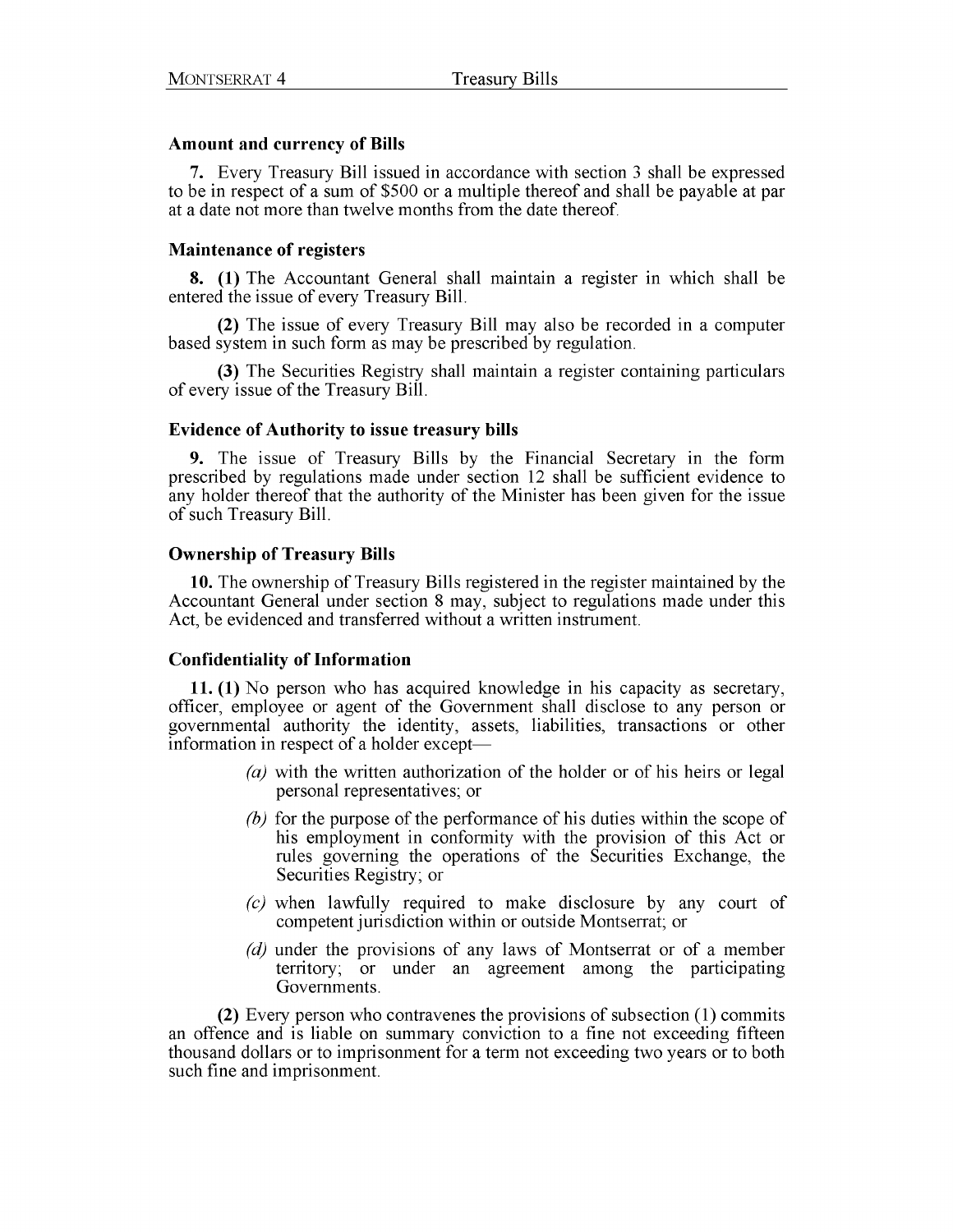### Amount and currency of Bills

**7.** Every Treasury Bill issued in accordance with section 3 shall be expressed to be in respect of a sum of $500 or a multiple thereof and shall be payable at par at a date not more than twelve months from the date thereof.

### Maintenance of registers

**8. (1)** The Accountant General shall maintain a register in which shall be entered the issue of every Treasury Bill.

**(2)** The issue of every Treasury Bill may also be recorded in a computer based system in such form as may be prescribed by regulation.

**(3)** The Securities Registry shall maintain a register containing particulars of every issue of the Treasury Bill.

### Evidence of Authority to issue treasury bills

**9.** The issue of Treasury Bills by the Financial Secretary in the form prescribed by regulations made under section 12 shall be sufficient evidence to any holder thereof that the authority of the Minister has been given for the issue of such Treasury Bill.

### Ownership of Treasury Bills

**10.** The ownership of Treasury Bills registered in the register maintained by the Accountant General under section 8 may, subject to regulations made under this Act, be evidenced and transferred without a written instrument.

### Confidentiality of Information

**11. (1)** No person who has acquired knowledge in his capacity as secretary, officer, employee or agent of the Government shall disclose to any person or governmental authority the identity, assets, liabilities, transactions or other information in respect of a holder except—

*(a)* with the written authorization of the holder or of his heirs or legal personal representatives; or

*(b)* for the purpose of the performance of his duties within the scope of his employment in conformity with the provision of this Act or rules governing the operations of the Securities Exchange, the Securities Registry; or

*(c)* when lawfully required to make disclosure by any court of competent jurisdiction within or outside Montserrat; or

*(d)* under the provisions of any laws of Montserrat or of a member territory; or under an agreement among the participating Governments.

**(2)** Every person who contravenes the provisions of subsection (1) commits an offence and is liable on summary conviction to a fine not exceeding fifteen thousand dollars or to imprisonment for a term not exceeding two years or to both such fine and imprisonment.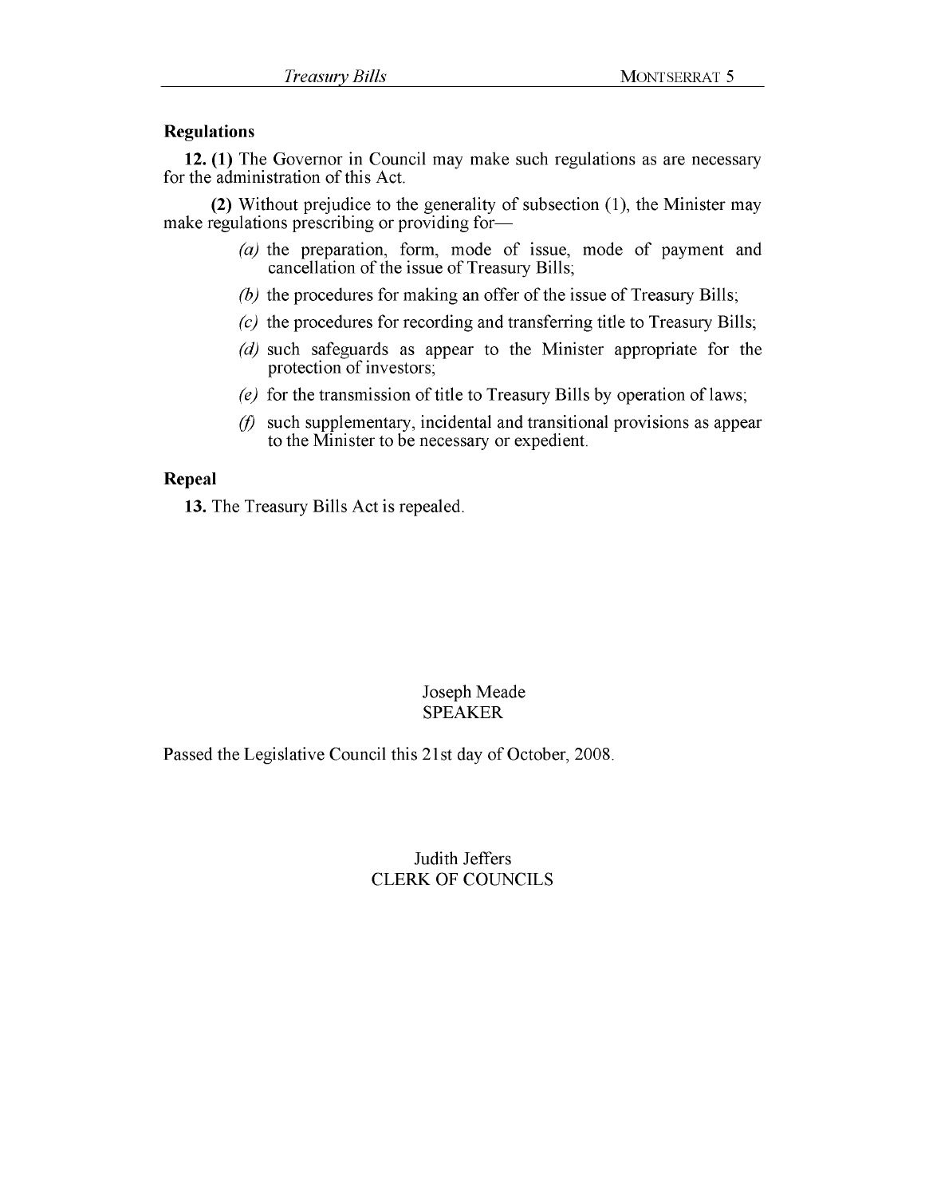**Regulations**

**12. (1)** The Governor in Council may make such regulations as are necessary for the administration of this Act.

**(2)** Without prejudice to the generality of subsection (1), the Minister may make regulations prescribing or providing for—

*(a)* the preparation, form, mode of issue, mode of payment and cancellation of the issue of Treasury Bills;

*(b)* the procedures for making an offer of the issue of Treasury Bills;

*(c)* the procedures for recording and transferring title to Treasury Bills;

*(d)* such safeguards as appear to the Minister appropriate for the protection of investors;

*(e)* for the transmission of title to Treasury Bills by operation of laws;

*(f)* such supplementary, incidental and transitional provisions as appear to the Minister to be necessary or expedient.

**Repeal**

**13.** The Treasury Bills Act is repealed.

Joseph Meade
SPEAKER

Passed the Legislative Council this 21st day of October, 2008.

Judith Jeffers
CLERK OF COUNCILS